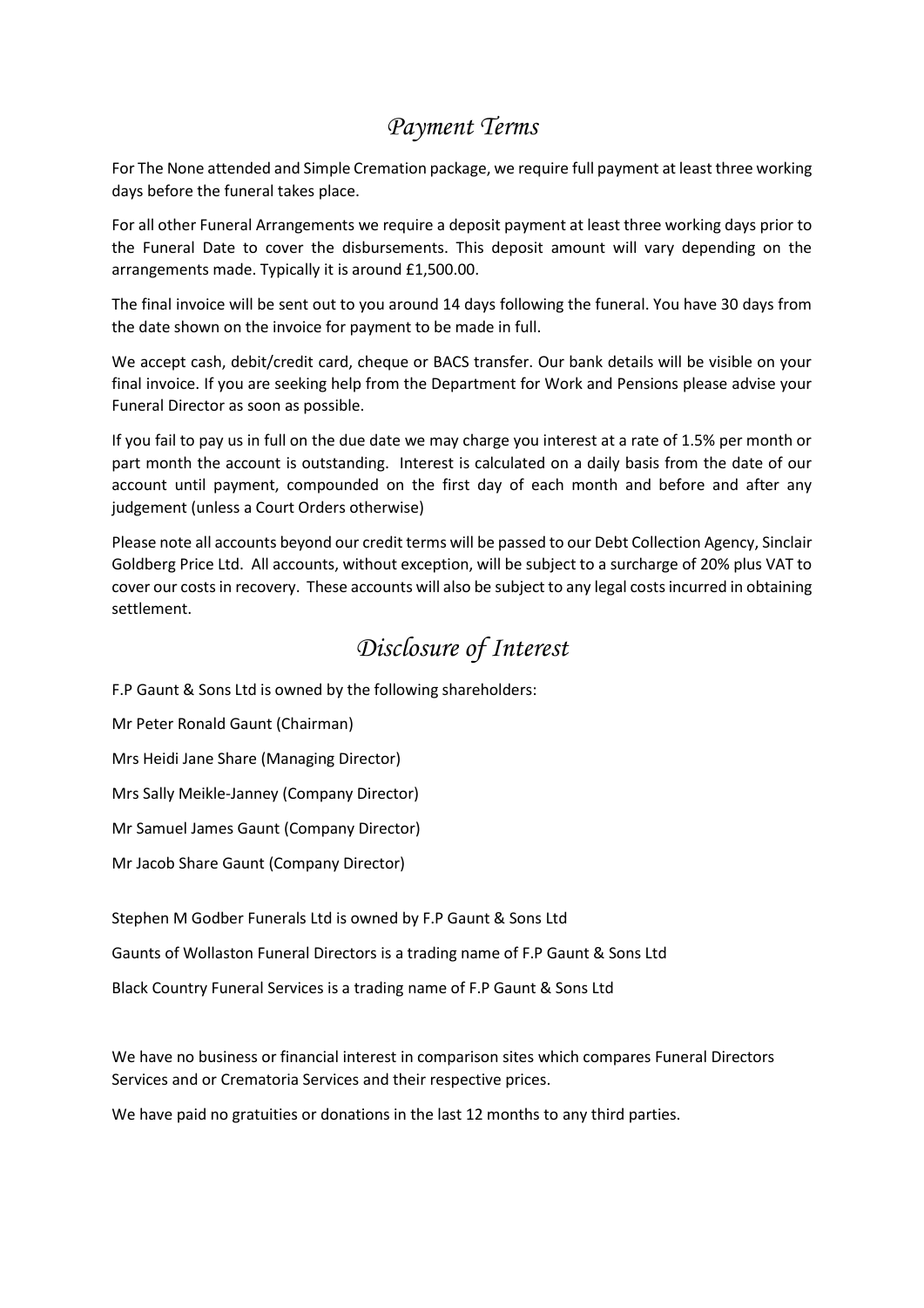## *Payment Terms*

For The None attended and Simple Cremation package, we require full payment at least three working days before the funeral takes place.

For all other Funeral Arrangements we require a deposit payment at least three working days prior to the Funeral Date to cover the disbursements. This deposit amount will vary depending on the arrangements made. Typically it is around £1,500.00.

The final invoice will be sent out to you around 14 days following the funeral. You have 30 days from the date shown on the invoice for payment to be made in full.

We accept cash, debit/credit card, cheque or BACS transfer. Our bank details will be visible on your final invoice. If you are seeking help from the Department for Work and Pensions please advise your Funeral Director as soon as possible.

If you fail to pay us in full on the due date we may charge you interest at a rate of 1.5% per month or part month the account is outstanding. Interest is calculated on a daily basis from the date of our account until payment, compounded on the first day of each month and before and after any judgement (unless a Court Orders otherwise)

Please note all accounts beyond our credit terms will be passed to our Debt Collection Agency, Sinclair Goldberg Price Ltd. All accounts, without exception, will be subject to a surcharge of 20% plus VAT to cover our costs in recovery. These accounts will also be subject to any legal costs incurred in obtaining settlement.

## *Disclosure of Interest*

F.P Gaunt & Sons Ltd is owned by the following shareholders:

Mr Peter Ronald Gaunt (Chairman)

Mrs Heidi Jane Share (Managing Director)

Mrs Sally Meikle-Janney (Company Director)

Mr Samuel James Gaunt (Company Director)

Mr Jacob Share Gaunt (Company Director)

Stephen M Godber Funerals Ltd is owned by F.P Gaunt & Sons Ltd

Gaunts of Wollaston Funeral Directors is a trading name of F.P Gaunt & Sons Ltd

Black Country Funeral Services is a trading name of F.P Gaunt & Sons Ltd

We have no business or financial interest in comparison sites which compares Funeral Directors Services and or Crematoria Services and their respective prices.

We have paid no gratuities or donations in the last 12 months to any third parties.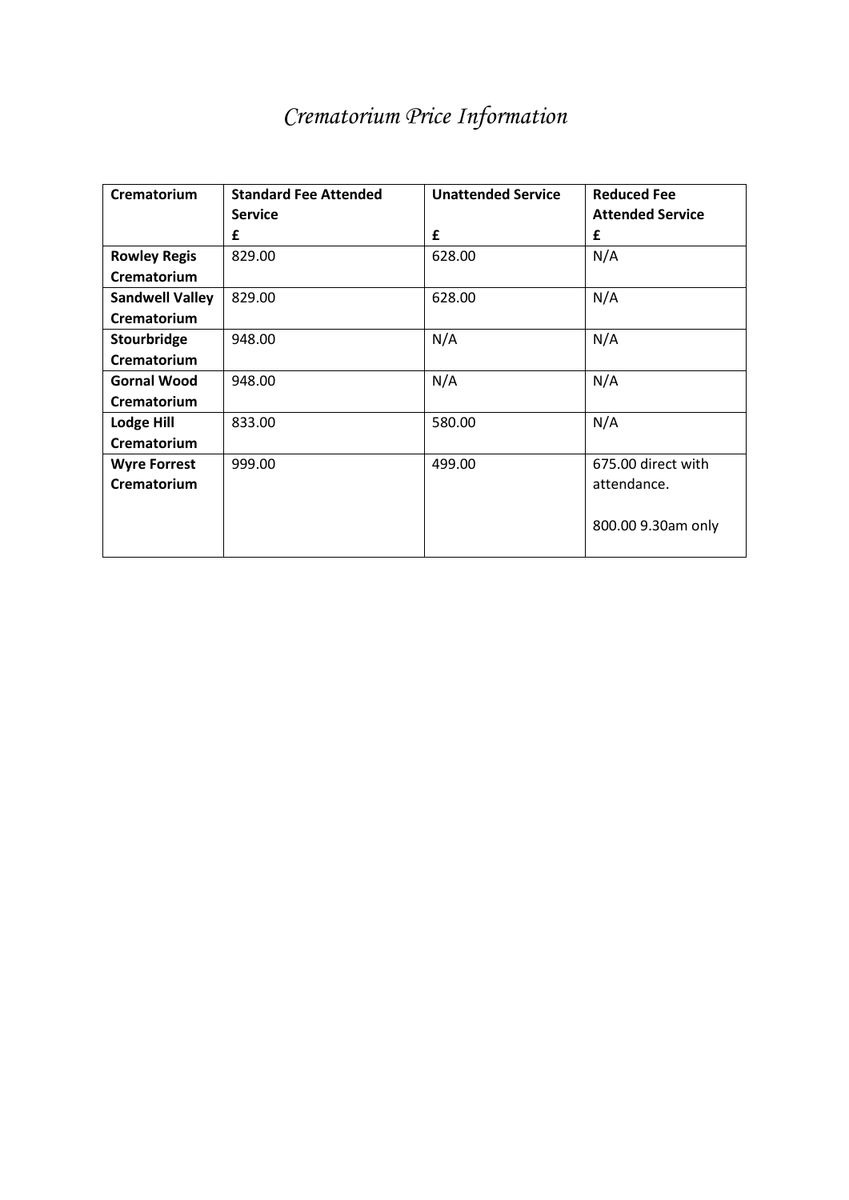# *Crematorium Price Information*

| Crematorium | Standard Fee Attended Service £ | Unattended Service £ | Reduced Fee Attended Service £ |
|---|---|---|---|
| **Rowley Regis Crematorium** | 829.00 | 628.00 | N/A |
| **Sandwell Valley Crematorium** | 829.00 | 628.00 | N/A |
| **Stourbridge Crematorium** | 948.00 | N/A | N/A |
| **Gornal Wood Crematorium** | 948.00 | N/A | N/A |
| **Lodge Hill Crematorium** | 833.00 | 580.00 | N/A |
| **Wyre Forrest Crematorium** | 999.00 | 499.00 | 675.00 direct with attendance.<br><br>800.00 9.30am only |